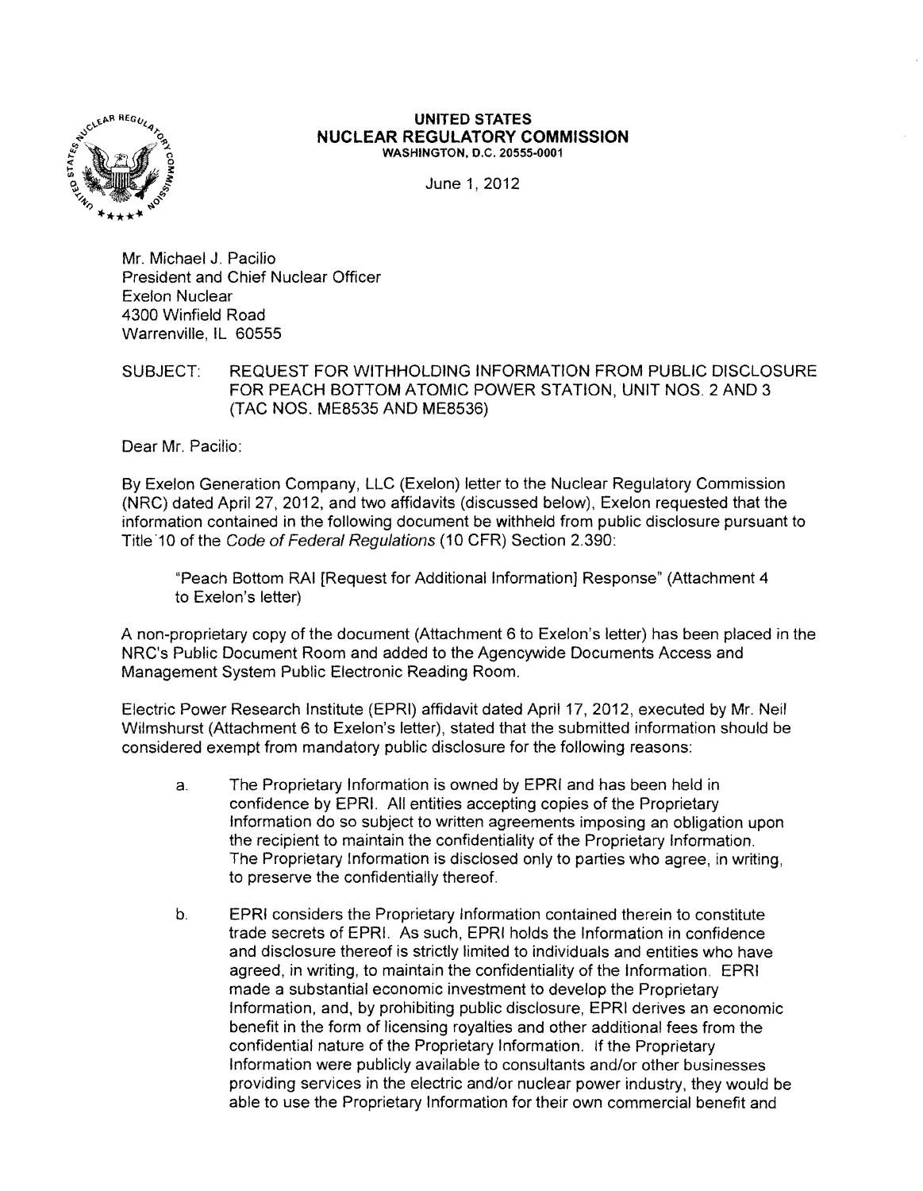**UNITED STATES**
**NUCLEAR REGULATORY COMMISSION**
**WASHINGTON, D.C. 20555-0001**

June 1, 2012

Mr. Michael J. Pacilio
President and Chief Nuclear Officer
Exelon Nuclear
4300 Winfield Road
Warrenville, IL 60555

SUBJECT: REQUEST FOR WITHHOLDING INFORMATION FROM PUBLIC DISCLOSURE FOR PEACH BOTTOM ATOMIC POWER STATION, UNIT NOS. 2 AND 3 (TAC NOS. ME8535 AND ME8536)

Dear Mr. Pacilio:

By Exelon Generation Company, LLC (Exelon) letter to the Nuclear Regulatory Commission (NRC) dated April 27, 2012, and two affidavits (discussed below), Exelon requested that the information contained in the following document be withheld from public disclosure pursuant to Title 10 of the *Code of Federal Regulations* (10 CFR) Section 2.390:

> "Peach Bottom RAI [Request for Additional Information] Response" (Attachment 4 to Exelon's letter)

A non-proprietary copy of the document (Attachment 6 to Exelon's letter) has been placed in the NRC's Public Document Room and added to the Agencywide Documents Access and Management System Public Electronic Reading Room.

Electric Power Research Institute (EPRI) affidavit dated April 17, 2012, executed by Mr. Neil Wilmshurst (Attachment 6 to Exelon's letter), stated that the submitted information should be considered exempt from mandatory public disclosure for the following reasons:

a. The Proprietary Information is owned by EPRI and has been held in confidence by EPRI. All entities accepting copies of the Proprietary Information do so subject to written agreements imposing an obligation upon the recipient to maintain the confidentiality of the Proprietary Information. The Proprietary Information is disclosed only to parties who agree, in writing, to preserve the confidentially thereof.

b. EPRI considers the Proprietary Information contained therein to constitute trade secrets of EPRI. As such, EPRI holds the Information in confidence and disclosure thereof is strictly limited to individuals and entities who have agreed, in writing, to maintain the confidentiality of the Information. EPRI made a substantial economic investment to develop the Proprietary Information, and, by prohibiting public disclosure, EPRI derives an economic benefit in the form of licensing royalties and other additional fees from the confidential nature of the Proprietary Information. If the Proprietary Information were publicly available to consultants and/or other businesses providing services in the electric and/or nuclear power industry, they would be able to use the Proprietary Information for their own commercial benefit and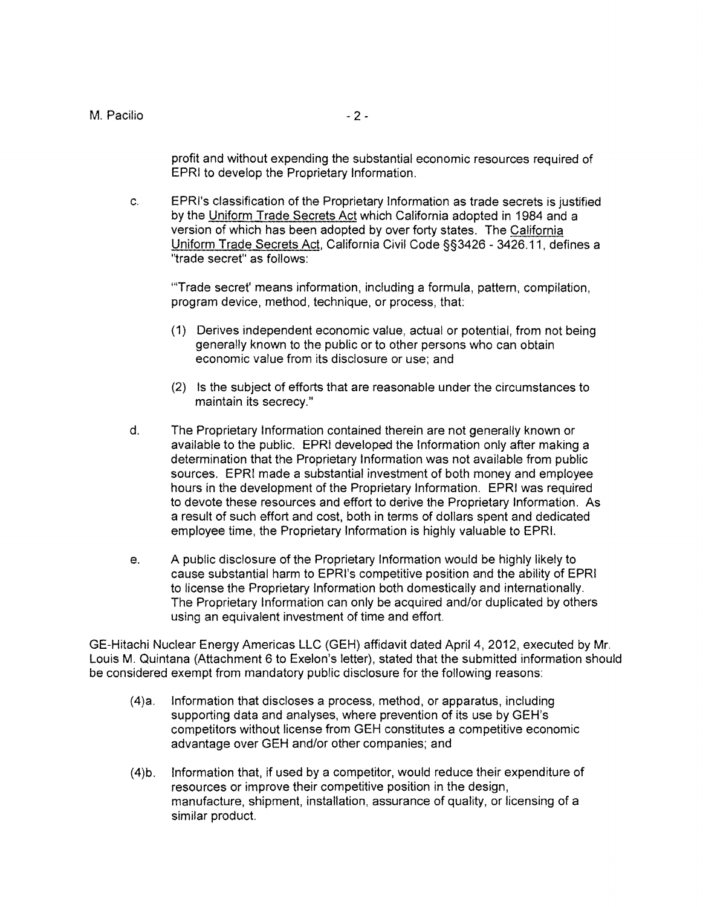profit and without expending the substantial economic resources required of EPRI to develop the Proprietary Information.

c. EPRI's classification of the Proprietary Information as trade secrets is justified by the Uniform Trade Secrets Act which California adopted in 1984 and a version of which has been adopted by over forty states. The California Uniform Trade Secrets Act, California Civil Code §§3426 - 3426.11, defines a "trade secret" as follows:

"'Trade secret' means information, including a formula, pattern, compilation, program device, method, technique, or process, that:

(1) Derives independent economic value, actual or potential, from not being generally known to the public or to other persons who can obtain economic value from its disclosure or use; and

(2) Is the subject of efforts that are reasonable under the circumstances to maintain its secrecy."

d. The Proprietary Information contained therein are not generally known or available to the public. EPRI developed the Information only after making a determination that the Proprietary Information was not available from public sources. EPRI made a substantial investment of both money and employee hours in the development of the Proprietary Information. EPRI was required to devote these resources and effort to derive the Proprietary Information. As a result of such effort and cost, both in terms of dollars spent and dedicated employee time, the Proprietary Information is highly valuable to EPRI.

e. A public disclosure of the Proprietary Information would be highly likely to cause substantial harm to EPRI's competitive position and the ability of EPRI to license the Proprietary Information both domestically and internationally. The Proprietary Information can only be acquired and/or duplicated by others using an equivalent investment of time and effort.

GE-Hitachi Nuclear Energy Americas LLC (GEH) affidavit dated April 4, 2012, executed by Mr. Louis M. Quintana (Attachment 6 to Exelon's letter), stated that the submitted information should be considered exempt from mandatory public disclosure for the following reasons:

(4)a. Information that discloses a process, method, or apparatus, including supporting data and analyses, where prevention of its use by GEH's competitors without license from GEH constitutes a competitive economic advantage over GEH and/or other companies; and

(4)b. Information that, if used by a competitor, would reduce their expenditure of resources or improve their competitive position in the design, manufacture, shipment, installation, assurance of quality, or licensing of a similar product.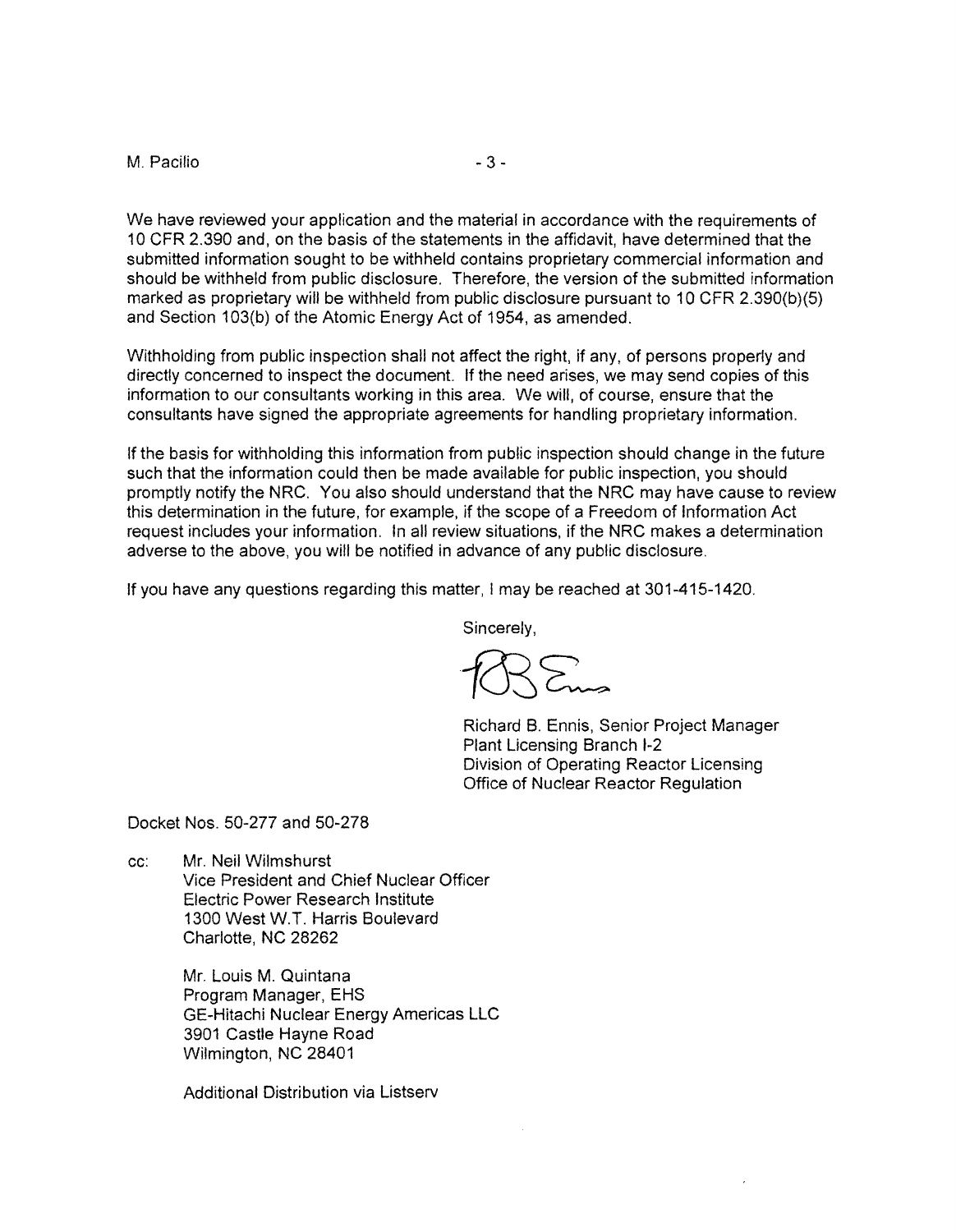We have reviewed your application and the material in accordance with the requirements of 10 CFR 2.390 and, on the basis of the statements in the affidavit, have determined that the submitted information sought to be withheld contains proprietary commercial information and should be withheld from public disclosure. Therefore, the version of the submitted information marked as proprietary will be withheld from public disclosure pursuant to 10 CFR 2.390(b)(5) and Section 103(b) of the Atomic Energy Act of 1954, as amended.

Withholding from public inspection shall not affect the right, if any, of persons properly and directly concerned to inspect the document. If the need arises, we may send copies of this information to our consultants working in this area. We will, of course, ensure that the consultants have signed the appropriate agreements for handling proprietary information.

If the basis for withholding this information from public inspection should change in the future such that the information could then be made available for public inspection, you should promptly notify the NRC. You also should understand that the NRC may have cause to review this determination in the future, for example, if the scope of a Freedom of Information Act request includes your information. In all review situations, if the NRC makes a determination adverse to the above, you will be notified in advance of any public disclosure.

If you have any questions regarding this matter, I may be reached at 301-415-1420.

Sincerely,

Richard B. Ennis, Senior Project Manager
Plant Licensing Branch I-2
Division of Operating Reactor Licensing
Office of Nuclear Reactor Regulation

Docket Nos. 50-277 and 50-278

cc: Mr. Neil Wilmshurst
Vice President and Chief Nuclear Officer
Electric Power Research Institute
1300 West W.T. Harris Boulevard
Charlotte, NC 28262

Mr. Louis M. Quintana
Program Manager, EHS
GE-Hitachi Nuclear Energy Americas LLC
3901 Castle Hayne Road
Wilmington, NC 28401

Additional Distribution via Listserv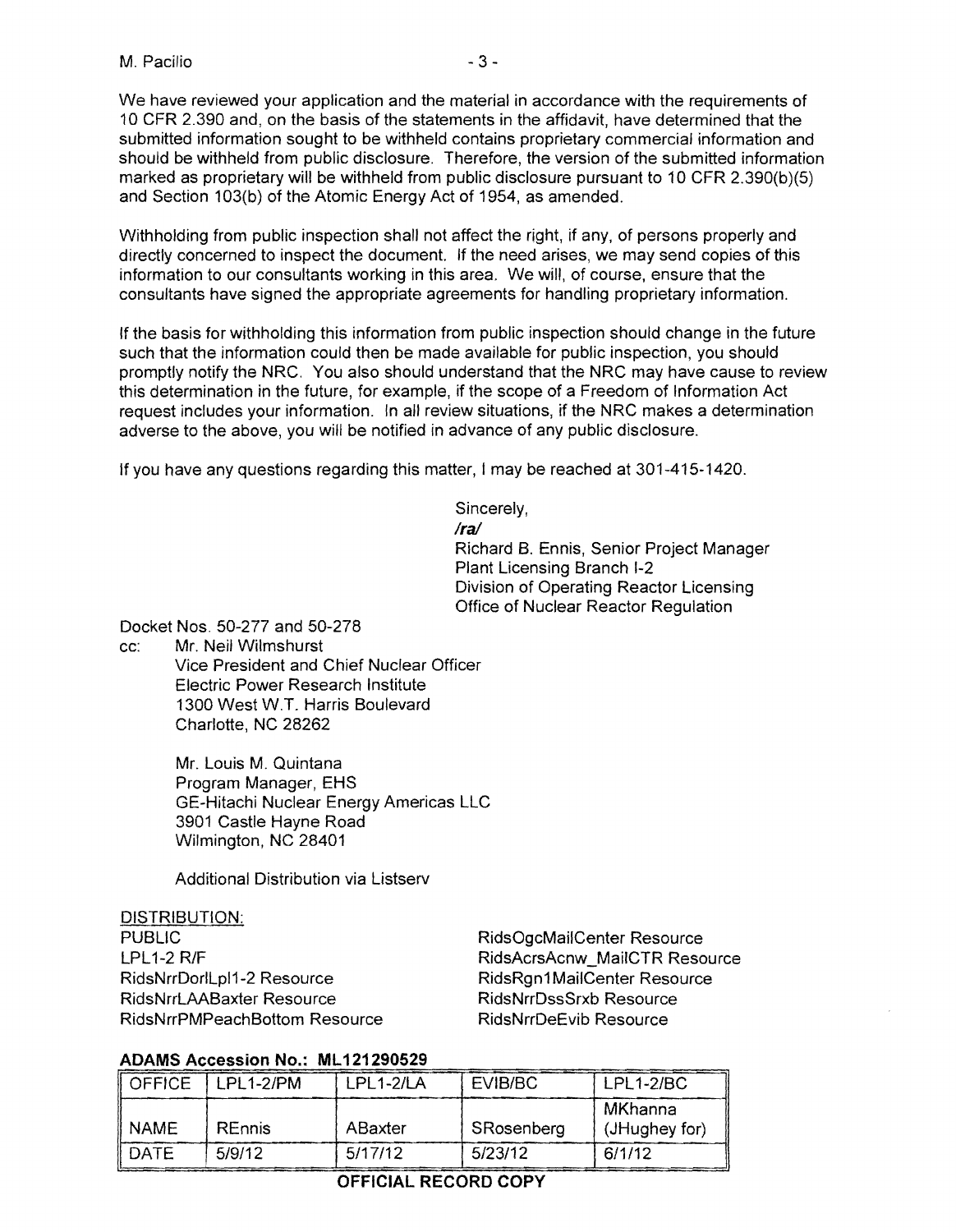We have reviewed your application and the material in accordance with the requirements of 10 CFR 2.390 and, on the basis of the statements in the affidavit, have determined that the submitted information sought to be withheld contains proprietary commercial information and should be withheld from public disclosure. Therefore, the version of the submitted information marked as proprietary will be withheld from public disclosure pursuant to 10 CFR 2.390(b)(5) and Section 103(b) of the Atomic Energy Act of 1954, as amended.

Withholding from public inspection shall not affect the right, if any, of persons properly and directly concerned to inspect the document. If the need arises, we may send copies of this information to our consultants working in this area. We will, of course, ensure that the consultants have signed the appropriate agreements for handling proprietary information.

If the basis for withholding this information from public inspection should change in the future such that the information could then be made available for public inspection, you should promptly notify the NRC. You also should understand that the NRC may have cause to review this determination in the future, for example, if the scope of a Freedom of Information Act request includes your information. In all review situations, if the NRC makes a determination adverse to the above, you will be notified in advance of any public disclosure.

If you have any questions regarding this matter, I may be reached at 301-415-1420.

Sincerely,

***/ra/***

Richard B. Ennis, Senior Project Manager
Plant Licensing Branch I-2
Division of Operating Reactor Licensing
Office of Nuclear Reactor Regulation

Docket Nos. 50-277 and 50-278

cc: Mr. Neil Wilmshurst
Vice President and Chief Nuclear Officer
Electric Power Research Institute
1300 West W.T. Harris Boulevard
Charlotte, NC 28262

Mr. Louis M. Quintana
Program Manager, EHS
GE-Hitachi Nuclear Energy Americas LLC
3901 Castle Hayne Road
Wilmington, NC 28401

Additional Distribution via Listserv

DISTRIBUTION:
PUBLIC
LPL1-2 R/F
RidsNrrDorlLpl1-2 Resource
RidsNrrLAABaxter Resource
RidsNrrPMPeachBottom Resource
RidsOgcMailCenter Resource
RidsAcrsAcnw_MailCTR Resource
RidsRgn1MailCenter Resource
RidsNrrDssSrxb Resource
RidsNrrDeEvib Resource

**ADAMS Accession No.: ML121290529**

| OFFICE | LPL1-2/PM | LPL1-2/LA | EVIB/BC | LPL1-2/BC |
|---|---|---|---|---|
| NAME | REnnis | ABaxter | SRosenberg | MKhanna (JHughey for) |
| DATE | 5/9/12 | 5/17/12 | 5/23/12 | 6/1/12 |

**OFFICIAL RECORD COPY**